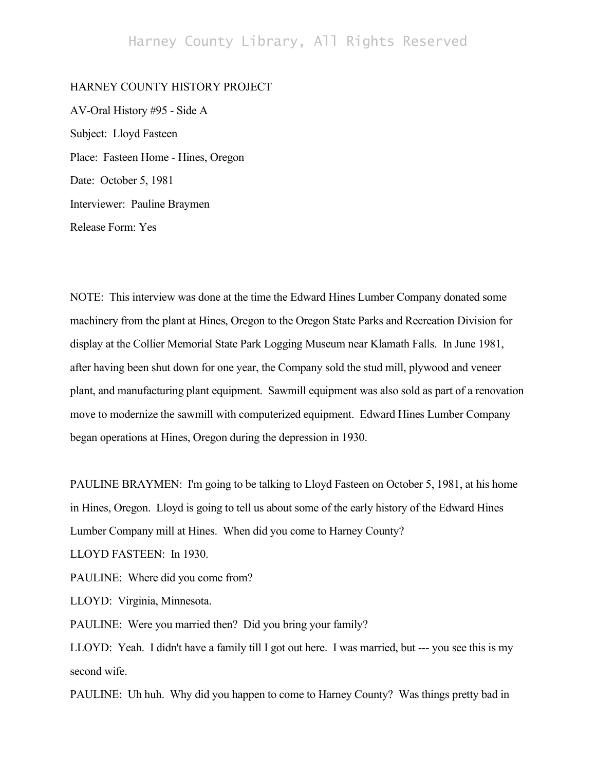HARNEY COUNTY HISTORY PROJECT

AV-Oral History #95 - Side A

Subject: Lloyd Fasteen

Place: Fasteen Home - Hines, Oregon

Date: October 5, 1981

Interviewer: Pauline Braymen

Release Form: Yes

NOTE: This interview was done at the time the Edward Hines Lumber Company donated some machinery from the plant at Hines, Oregon to the Oregon State Parks and Recreation Division for display at the Collier Memorial State Park Logging Museum near Klamath Falls. In June 1981, after having been shut down for one year, the Company sold the stud mill, plywood and veneer plant, and manufacturing plant equipment. Sawmill equipment was also sold as part of a renovation move to modernize the sawmill with computerized equipment. Edward Hines Lumber Company began operations at Hines, Oregon during the depression in 1930.

PAULINE BRAYMEN: I'm going to be talking to Lloyd Fasteen on October 5, 1981, at his home in Hines, Oregon. Lloyd is going to tell us about some of the early history of the Edward Hines Lumber Company mill at Hines. When did you come to Harney County?

LLOYD FASTEEN: In 1930.

PAULINE: Where did you come from?

LLOYD: Virginia, Minnesota.

PAULINE: Were you married then? Did you bring your family?

LLOYD: Yeah. I didn't have a family till I got out here. I was married, but --- you see this is my second wife.

PAULINE: Uh huh. Why did you happen to come to Harney County? Was things pretty bad in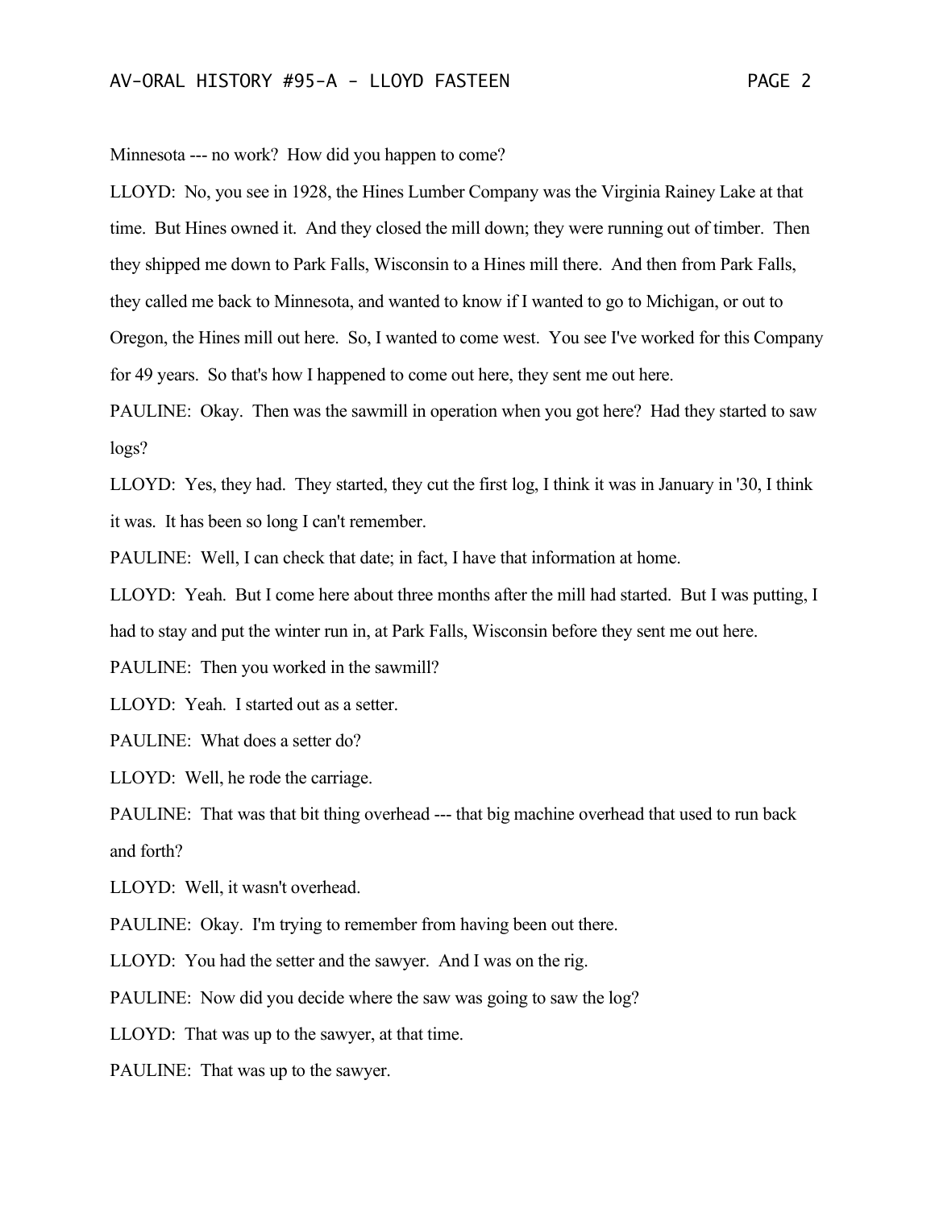Minnesota --- no work? How did you happen to come?

LLOYD: No, you see in 1928, the Hines Lumber Company was the Virginia Rainey Lake at that time. But Hines owned it. And they closed the mill down; they were running out of timber. Then they shipped me down to Park Falls, Wisconsin to a Hines mill there. And then from Park Falls, they called me back to Minnesota, and wanted to know if I wanted to go to Michigan, or out to Oregon, the Hines mill out here. So, I wanted to come west. You see I've worked for this Company for 49 years. So that's how I happened to come out here, they sent me out here.

PAULINE: Okay. Then was the sawmill in operation when you got here? Had they started to saw logs?

LLOYD: Yes, they had. They started, they cut the first log, I think it was in January in '30, I think it was. It has been so long I can't remember.

PAULINE: Well, I can check that date; in fact, I have that information at home.

LLOYD: Yeah. But I come here about three months after the mill had started. But I was putting, I had to stay and put the winter run in, at Park Falls, Wisconsin before they sent me out here.

PAULINE: Then you worked in the sawmill?

LLOYD: Yeah. I started out as a setter.

PAULINE: What does a setter do?

LLOYD: Well, he rode the carriage.

PAULINE: That was that bit thing overhead --- that big machine overhead that used to run back and forth?

LLOYD: Well, it wasn't overhead.

PAULINE: Okay. I'm trying to remember from having been out there.

LLOYD: You had the setter and the sawyer. And I was on the rig.

PAULINE: Now did you decide where the saw was going to saw the log?

LLOYD: That was up to the sawyer, at that time.

PAULINE: That was up to the sawyer.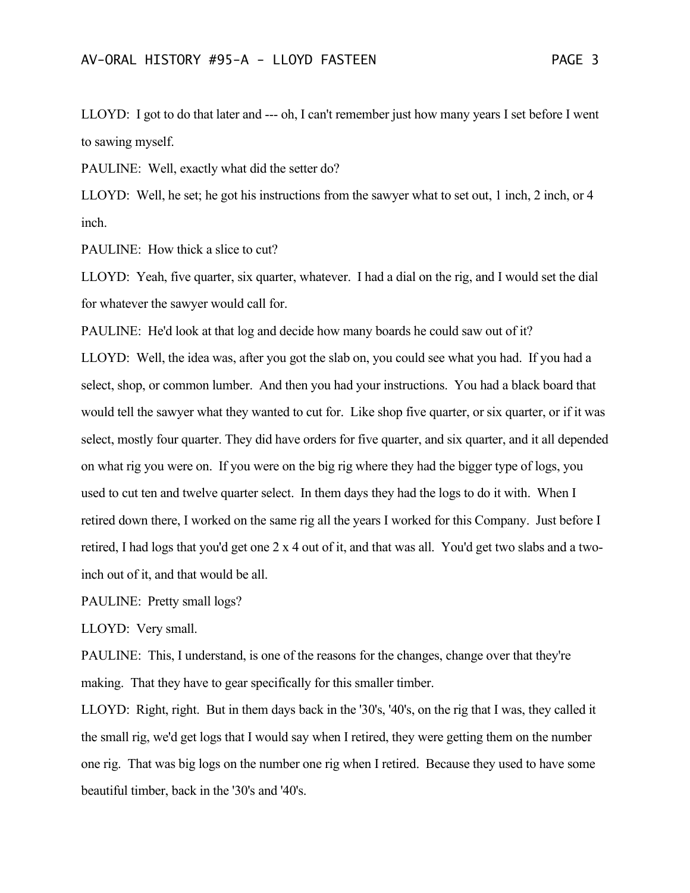LLOYD: I got to do that later and --- oh, I can't remember just how many years I set before I went to sawing myself.

PAULINE: Well, exactly what did the setter do?

LLOYD: Well, he set; he got his instructions from the sawyer what to set out, 1 inch, 2 inch, or 4 inch.

PAULINE: How thick a slice to cut?

LLOYD: Yeah, five quarter, six quarter, whatever. I had a dial on the rig, and I would set the dial for whatever the sawyer would call for.

PAULINE: He'd look at that log and decide how many boards he could saw out of it?

LLOYD: Well, the idea was, after you got the slab on, you could see what you had. If you had a select, shop, or common lumber. And then you had your instructions. You had a black board that would tell the sawyer what they wanted to cut for. Like shop five quarter, or six quarter, or if it was select, mostly four quarter. They did have orders for five quarter, and six quarter, and it all depended on what rig you were on. If you were on the big rig where they had the bigger type of logs, you used to cut ten and twelve quarter select. In them days they had the logs to do it with. When I retired down there, I worked on the same rig all the years I worked for this Company. Just before I retired, I had logs that you'd get one 2 x 4 out of it, and that was all. You'd get two slabs and a two-inch out of it, and that would be all.

PAULINE: Pretty small logs?

LLOYD: Very small.

PAULINE: This, I understand, is one of the reasons for the changes, change over that they're making. That they have to gear specifically for this smaller timber.

LLOYD: Right, right. But in them days back in the '30's, '40's, on the rig that I was, they called it the small rig, we'd get logs that I would say when I retired, they were getting them on the number one rig. That was big logs on the number one rig when I retired. Because they used to have some beautiful timber, back in the '30's and '40's.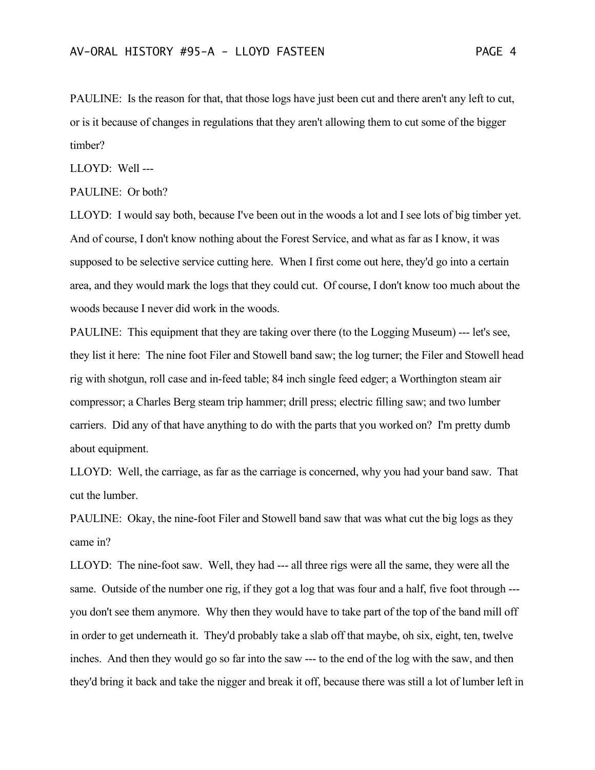PAULINE: Is the reason for that, that those logs have just been cut and there aren't any left to cut, or is it because of changes in regulations that they aren't allowing them to cut some of the bigger timber?

LLOYD: Well ---

PAULINE: Or both?

LLOYD: I would say both, because I've been out in the woods a lot and I see lots of big timber yet. And of course, I don't know nothing about the Forest Service, and what as far as I know, it was supposed to be selective service cutting here. When I first come out here, they'd go into a certain area, and they would mark the logs that they could cut. Of course, I don't know too much about the woods because I never did work in the woods.

PAULINE: This equipment that they are taking over there (to the Logging Museum) --- let's see, they list it here: The nine foot Filer and Stowell band saw; the log turner; the Filer and Stowell head rig with shotgun, roll case and in-feed table; 84 inch single feed edger; a Worthington steam air compressor; a Charles Berg steam trip hammer; drill press; electric filling saw; and two lumber carriers. Did any of that have anything to do with the parts that you worked on? I'm pretty dumb about equipment.

LLOYD: Well, the carriage, as far as the carriage is concerned, why you had your band saw. That cut the lumber.

PAULINE: Okay, the nine-foot Filer and Stowell band saw that was what cut the big logs as they came in?

LLOYD: The nine-foot saw. Well, they had --- all three rigs were all the same, they were all the same. Outside of the number one rig, if they got a log that was four and a half, five foot through --- you don't see them anymore. Why then they would have to take part of the top of the band mill off in order to get underneath it. They'd probably take a slab off that maybe, oh six, eight, ten, twelve inches. And then they would go so far into the saw --- to the end of the log with the saw, and then they'd bring it back and take the nigger and break it off, because there was still a lot of lumber left in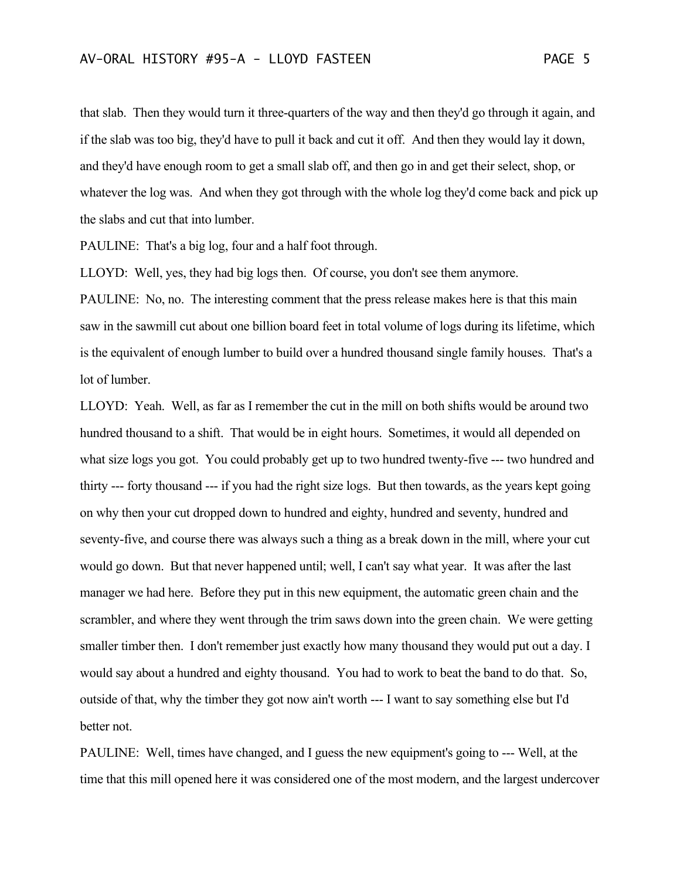that slab. Then they would turn it three-quarters of the way and then they'd go through it again, and if the slab was too big, they'd have to pull it back and cut it off. And then they would lay it down, and they'd have enough room to get a small slab off, and then go in and get their select, shop, or whatever the log was. And when they got through with the whole log they'd come back and pick up the slabs and cut that into lumber.

PAULINE: That's a big log, four and a half foot through.

LLOYD: Well, yes, they had big logs then. Of course, you don't see them anymore.

PAULINE: No, no. The interesting comment that the press release makes here is that this main saw in the sawmill cut about one billion board feet in total volume of logs during its lifetime, which is the equivalent of enough lumber to build over a hundred thousand single family houses. That's a lot of lumber.

LLOYD: Yeah. Well, as far as I remember the cut in the mill on both shifts would be around two hundred thousand to a shift. That would be in eight hours. Sometimes, it would all depended on what size logs you got. You could probably get up to two hundred twenty-five --- two hundred and thirty --- forty thousand --- if you had the right size logs. But then towards, as the years kept going on why then your cut dropped down to hundred and eighty, hundred and seventy, hundred and seventy-five, and course there was always such a thing as a break down in the mill, where your cut would go down. But that never happened until; well, I can't say what year. It was after the last manager we had here. Before they put in this new equipment, the automatic green chain and the scrambler, and where they went through the trim saws down into the green chain. We were getting smaller timber then. I don't remember just exactly how many thousand they would put out a day. I would say about a hundred and eighty thousand. You had to work to beat the band to do that. So, outside of that, why the timber they got now ain't worth --- I want to say something else but I'd better not.

PAULINE: Well, times have changed, and I guess the new equipment's going to --- Well, at the time that this mill opened here it was considered one of the most modern, and the largest undercover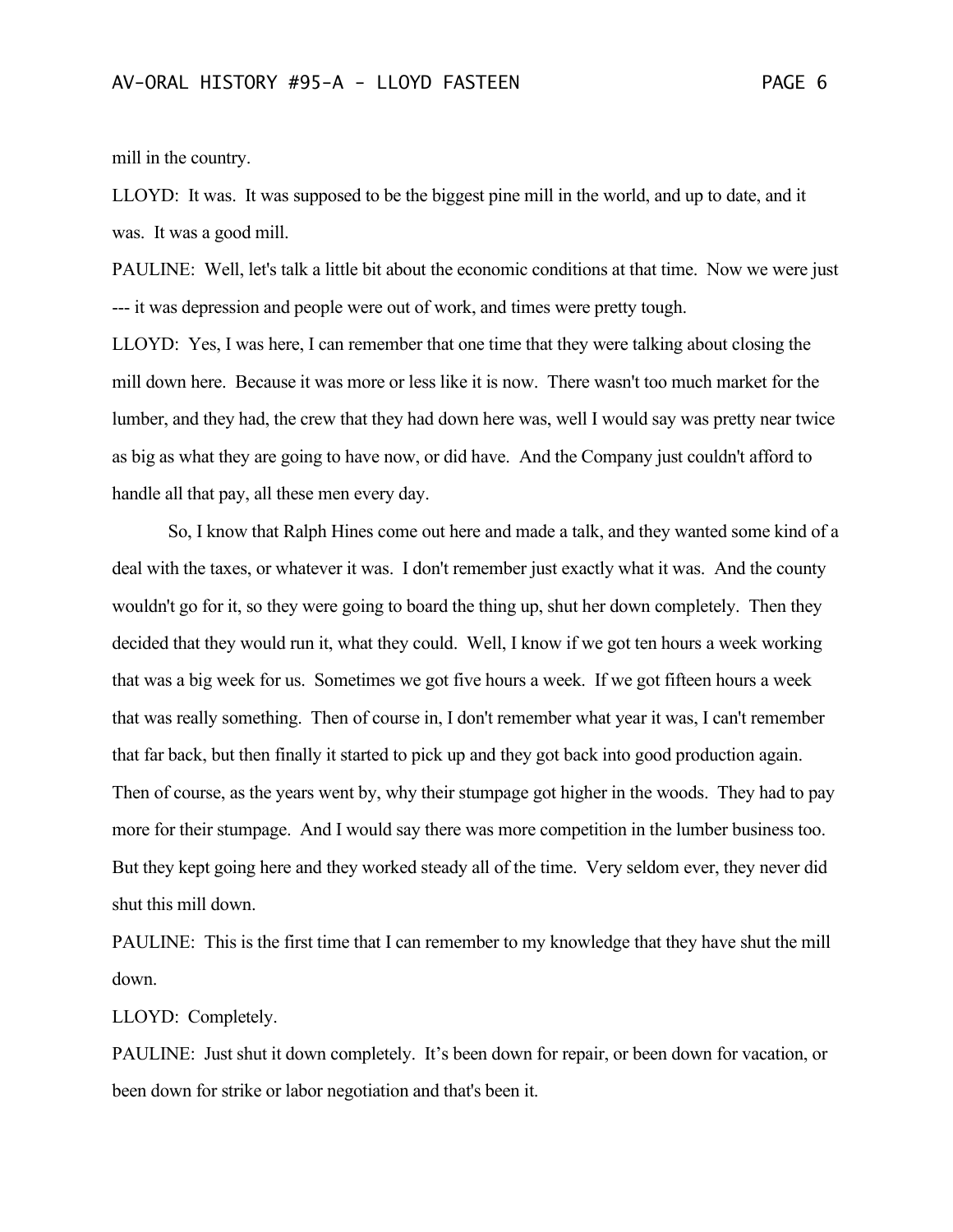mill in the country.

LLOYD: It was. It was supposed to be the biggest pine mill in the world, and up to date, and it was. It was a good mill.

PAULINE: Well, let's talk a little bit about the economic conditions at that time. Now we were just --- it was depression and people were out of work, and times were pretty tough.

LLOYD: Yes, I was here, I can remember that one time that they were talking about closing the mill down here. Because it was more or less like it is now. There wasn't too much market for the lumber, and they had, the crew that they had down here was, well I would say was pretty near twice as big as what they are going to have now, or did have. And the Company just couldn't afford to handle all that pay, all these men every day.

So, I know that Ralph Hines come out here and made a talk, and they wanted some kind of a deal with the taxes, or whatever it was. I don't remember just exactly what it was. And the county wouldn't go for it, so they were going to board the thing up, shut her down completely. Then they decided that they would run it, what they could. Well, I know if we got ten hours a week working that was a big week for us. Sometimes we got five hours a week. If we got fifteen hours a week that was really something. Then of course in, I don't remember what year it was, I can't remember that far back, but then finally it started to pick up and they got back into good production again. Then of course, as the years went by, why their stumpage got higher in the woods. They had to pay more for their stumpage. And I would say there was more competition in the lumber business too. But they kept going here and they worked steady all of the time. Very seldom ever, they never did shut this mill down.

PAULINE: This is the first time that I can remember to my knowledge that they have shut the mill down.

LLOYD: Completely.

PAULINE: Just shut it down completely. It's been down for repair, or been down for vacation, or been down for strike or labor negotiation and that's been it.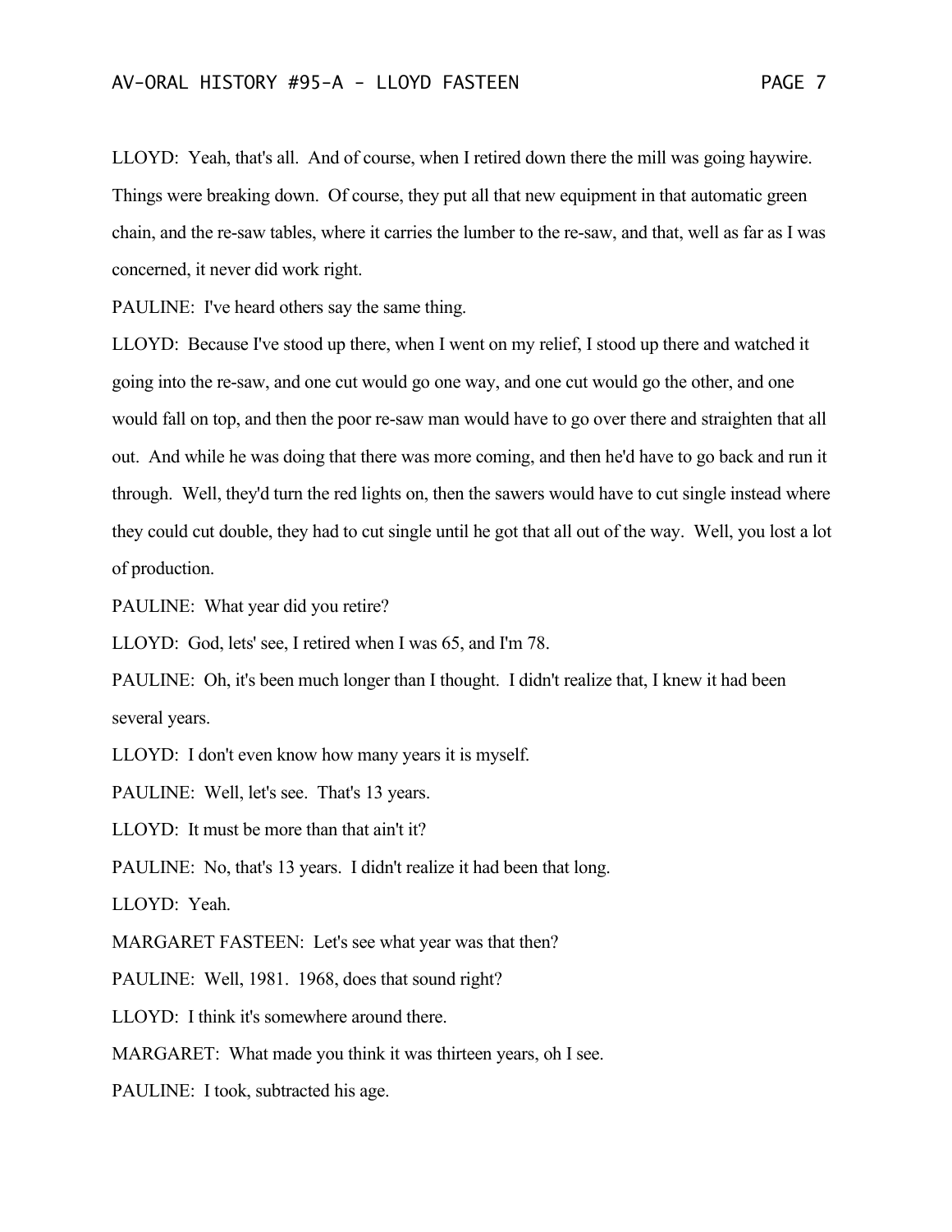LLOYD: Yeah, that's all. And of course, when I retired down there the mill was going haywire. Things were breaking down. Of course, they put all that new equipment in that automatic green chain, and the re-saw tables, where it carries the lumber to the re-saw, and that, well as far as I was concerned, it never did work right.

PAULINE: I've heard others say the same thing.

LLOYD: Because I've stood up there, when I went on my relief, I stood up there and watched it going into the re-saw, and one cut would go one way, and one cut would go the other, and one would fall on top, and then the poor re-saw man would have to go over there and straighten that all out. And while he was doing that there was more coming, and then he'd have to go back and run it through. Well, they'd turn the red lights on, then the sawers would have to cut single instead where they could cut double, they had to cut single until he got that all out of the way. Well, you lost a lot of production.

PAULINE: What year did you retire?

LLOYD: God, lets' see, I retired when I was 65, and I'm 78.

PAULINE: Oh, it's been much longer than I thought. I didn't realize that, I knew it had been several years.

LLOYD: I don't even know how many years it is myself.

PAULINE: Well, let's see. That's 13 years.

LLOYD: It must be more than that ain't it?

PAULINE: No, that's 13 years. I didn't realize it had been that long.

LLOYD: Yeah.

MARGARET FASTEEN: Let's see what year was that then?

PAULINE: Well, 1981. 1968, does that sound right?

LLOYD: I think it's somewhere around there.

MARGARET: What made you think it was thirteen years, oh I see.

PAULINE: I took, subtracted his age.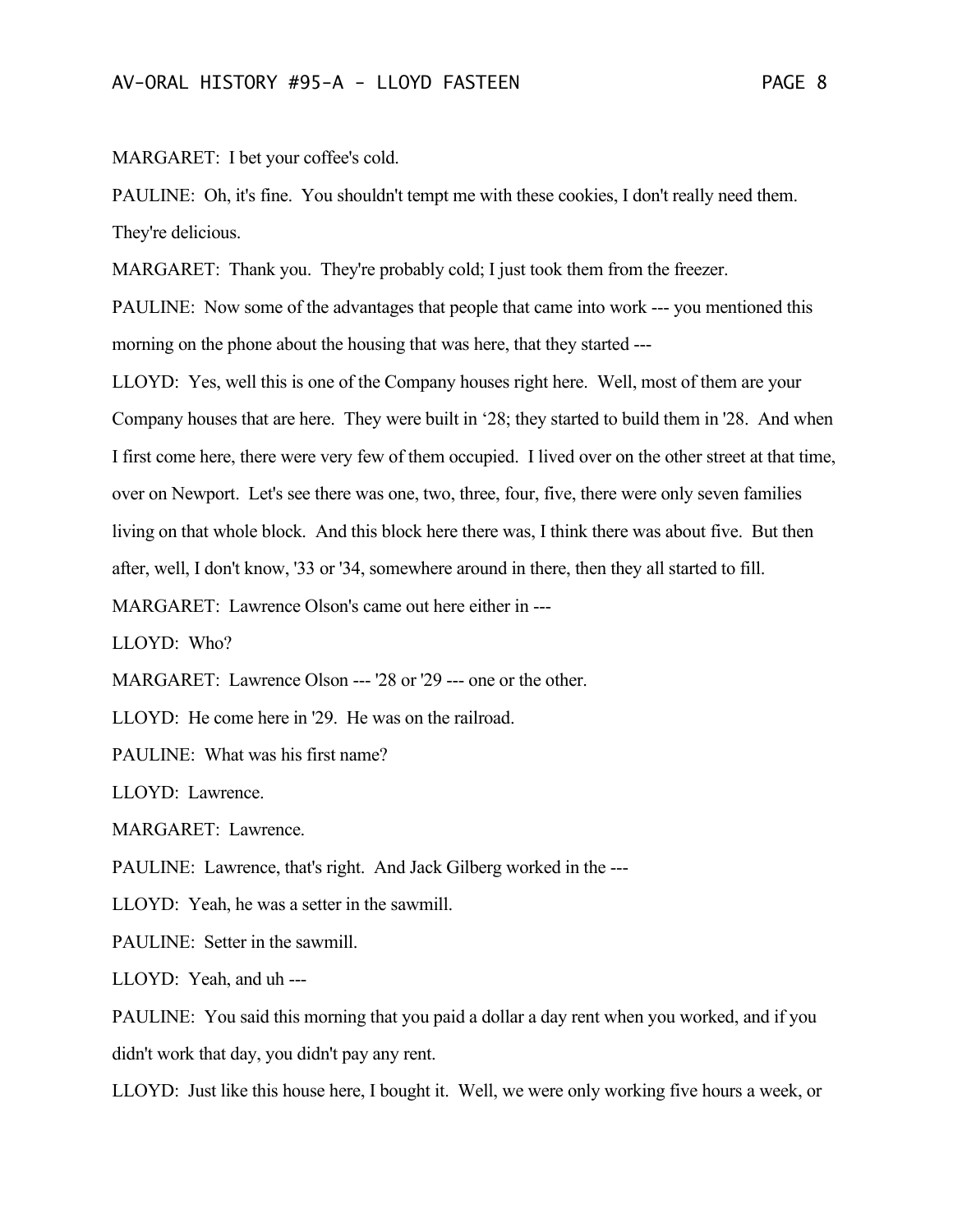MARGARET: I bet your coffee's cold.

PAULINE: Oh, it's fine. You shouldn't tempt me with these cookies, I don't really need them. They're delicious.

MARGARET: Thank you. They're probably cold; I just took them from the freezer.

PAULINE: Now some of the advantages that people that came into work --- you mentioned this morning on the phone about the housing that was here, that they started ---

LLOYD: Yes, well this is one of the Company houses right here. Well, most of them are your Company houses that are here. They were built in '28; they started to build them in '28. And when I first come here, there were very few of them occupied. I lived over on the other street at that time, over on Newport. Let's see there was one, two, three, four, five, there were only seven families living on that whole block. And this block here there was, I think there was about five. But then after, well, I don't know, '33 or '34, somewhere around in there, then they all started to fill.

MARGARET: Lawrence Olson's came out here either in ---

LLOYD: Who?

MARGARET: Lawrence Olson --- '28 or '29 --- one or the other.

LLOYD: He come here in '29. He was on the railroad.

PAULINE: What was his first name?

LLOYD: Lawrence.

MARGARET: Lawrence.

PAULINE: Lawrence, that's right. And Jack Gilberg worked in the ---

LLOYD: Yeah, he was a setter in the sawmill.

PAULINE: Setter in the sawmill.

LLOYD: Yeah, and uh ---

PAULINE: You said this morning that you paid a dollar a day rent when you worked, and if you didn't work that day, you didn't pay any rent.

LLOYD: Just like this house here, I bought it. Well, we were only working five hours a week, or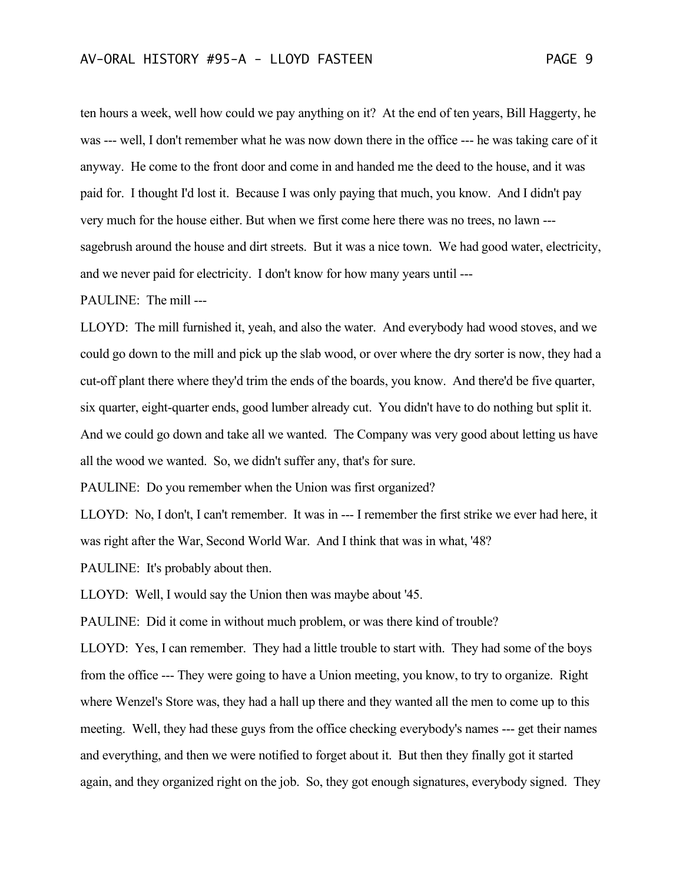ten hours a week, well how could we pay anything on it? At the end of ten years, Bill Haggerty, he was --- well, I don't remember what he was now down there in the office --- he was taking care of it anyway. He come to the front door and come in and handed me the deed to the house, and it was paid for. I thought I'd lost it. Because I was only paying that much, you know. And I didn't pay very much for the house either. But when we first come here there was no trees, no lawn --- sagebrush around the house and dirt streets. But it was a nice town. We had good water, electricity, and we never paid for electricity. I don't know for how many years until ---

PAULINE: The mill ---

LLOYD: The mill furnished it, yeah, and also the water. And everybody had wood stoves, and we could go down to the mill and pick up the slab wood, or over where the dry sorter is now, they had a cut-off plant there where they'd trim the ends of the boards, you know. And there'd be five quarter, six quarter, eight-quarter ends, good lumber already cut. You didn't have to do nothing but split it. And we could go down and take all we wanted. The Company was very good about letting us have all the wood we wanted. So, we didn't suffer any, that's for sure.

PAULINE: Do you remember when the Union was first organized?

LLOYD: No, I don't, I can't remember. It was in --- I remember the first strike we ever had here, it was right after the War, Second World War. And I think that was in what, '48?

PAULINE: It's probably about then.

LLOYD: Well, I would say the Union then was maybe about '45.

PAULINE: Did it come in without much problem, or was there kind of trouble?

LLOYD: Yes, I can remember. They had a little trouble to start with. They had some of the boys from the office --- They were going to have a Union meeting, you know, to try to organize. Right where Wenzel's Store was, they had a hall up there and they wanted all the men to come up to this meeting. Well, they had these guys from the office checking everybody's names --- get their names and everything, and then we were notified to forget about it. But then they finally got it started again, and they organized right on the job. So, they got enough signatures, everybody signed. They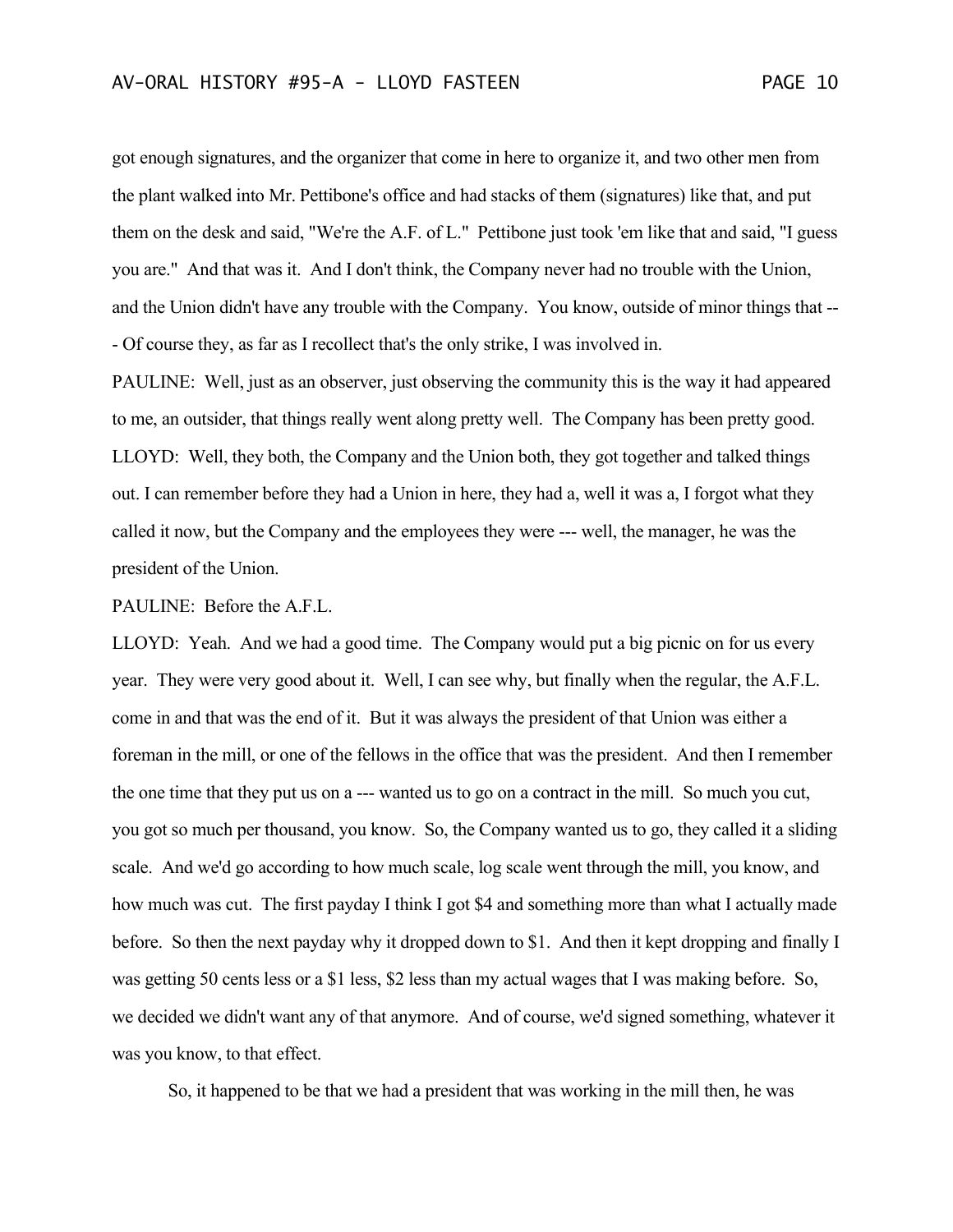got enough signatures, and the organizer that come in here to organize it, and two other men from the plant walked into Mr. Pettibone's office and had stacks of them (signatures) like that, and put them on the desk and said, "We're the A.F. of L." Pettibone just took 'em like that and said, "I guess you are." And that was it. And I don't think, the Company never had no trouble with the Union, and the Union didn't have any trouble with the Company. You know, outside of minor things that -- - Of course they, as far as I recollect that's the only strike, I was involved in.

PAULINE: Well, just as an observer, just observing the community this is the way it had appeared to me, an outsider, that things really went along pretty well. The Company has been pretty good.

LLOYD: Well, they both, the Company and the Union both, they got together and talked things out. I can remember before they had a Union in here, they had a, well it was a, I forgot what they called it now, but the Company and the employees they were --- well, the manager, he was the president of the Union.

PAULINE: Before the A.F.L.

LLOYD: Yeah. And we had a good time. The Company would put a big picnic on for us every year. They were very good about it. Well, I can see why, but finally when the regular, the A.F.L. come in and that was the end of it. But it was always the president of that Union was either a foreman in the mill, or one of the fellows in the office that was the president. And then I remember the one time that they put us on a --- wanted us to go on a contract in the mill. So much you cut, you got so much per thousand, you know. So, the Company wanted us to go, they called it a sliding scale. And we'd go according to how much scale, log scale went through the mill, you know, and how much was cut. The first payday I think I got $4 and something more than what I actually made before. So then the next payday why it dropped down to $1. And then it kept dropping and finally I was getting 50 cents less or a $1 less, $2 less than my actual wages that I was making before. So, we decided we didn't want any of that anymore. And of course, we'd signed something, whatever it was you know, to that effect.

So, it happened to be that we had a president that was working in the mill then, he was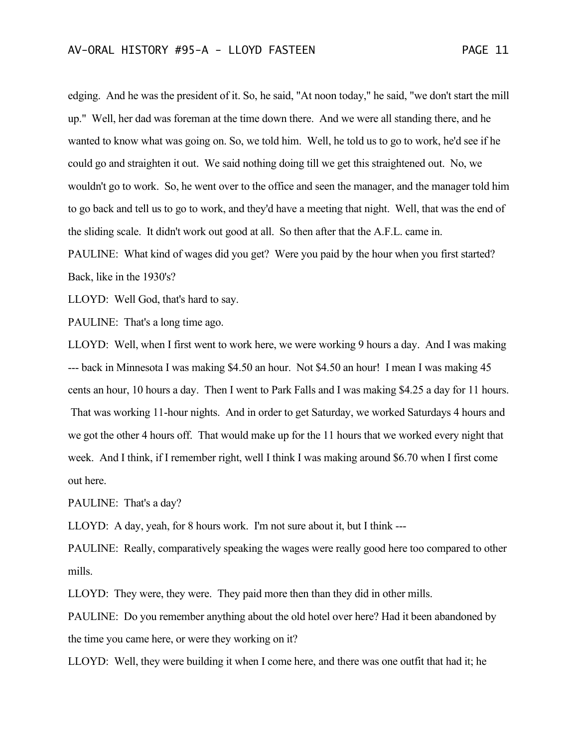edging. And he was the president of it. So, he said, "At noon today," he said, "we don't start the mill up." Well, her dad was foreman at the time down there. And we were all standing there, and he wanted to know what was going on. So, we told him. Well, he told us to go to work, he'd see if he could go and straighten it out. We said nothing doing till we get this straightened out. No, we wouldn't go to work. So, he went over to the office and seen the manager, and the manager told him to go back and tell us to go to work, and they'd have a meeting that night. Well, that was the end of the sliding scale. It didn't work out good at all. So then after that the A.F.L. came in.

PAULINE: What kind of wages did you get? Were you paid by the hour when you first started? Back, like in the 1930's?

LLOYD: Well God, that's hard to say.

PAULINE: That's a long time ago.

LLOYD: Well, when I first went to work here, we were working 9 hours a day. And I was making --- back in Minnesota I was making $4.50 an hour. Not $4.50 an hour! I mean I was making 45 cents an hour, 10 hours a day. Then I went to Park Falls and I was making $4.25 a day for 11 hours. That was working 11-hour nights. And in order to get Saturday, we worked Saturdays 4 hours and we got the other 4 hours off. That would make up for the 11 hours that we worked every night that week. And I think, if I remember right, well I think I was making around $6.70 when I first come out here.

PAULINE: That's a day?

LLOYD: A day, yeah, for 8 hours work. I'm not sure about it, but I think ---

PAULINE: Really, comparatively speaking the wages were really good here too compared to other mills.

LLOYD: They were, they were. They paid more then than they did in other mills.

PAULINE: Do you remember anything about the old hotel over here? Had it been abandoned by the time you came here, or were they working on it?

LLOYD: Well, they were building it when I come here, and there was one outfit that had it; he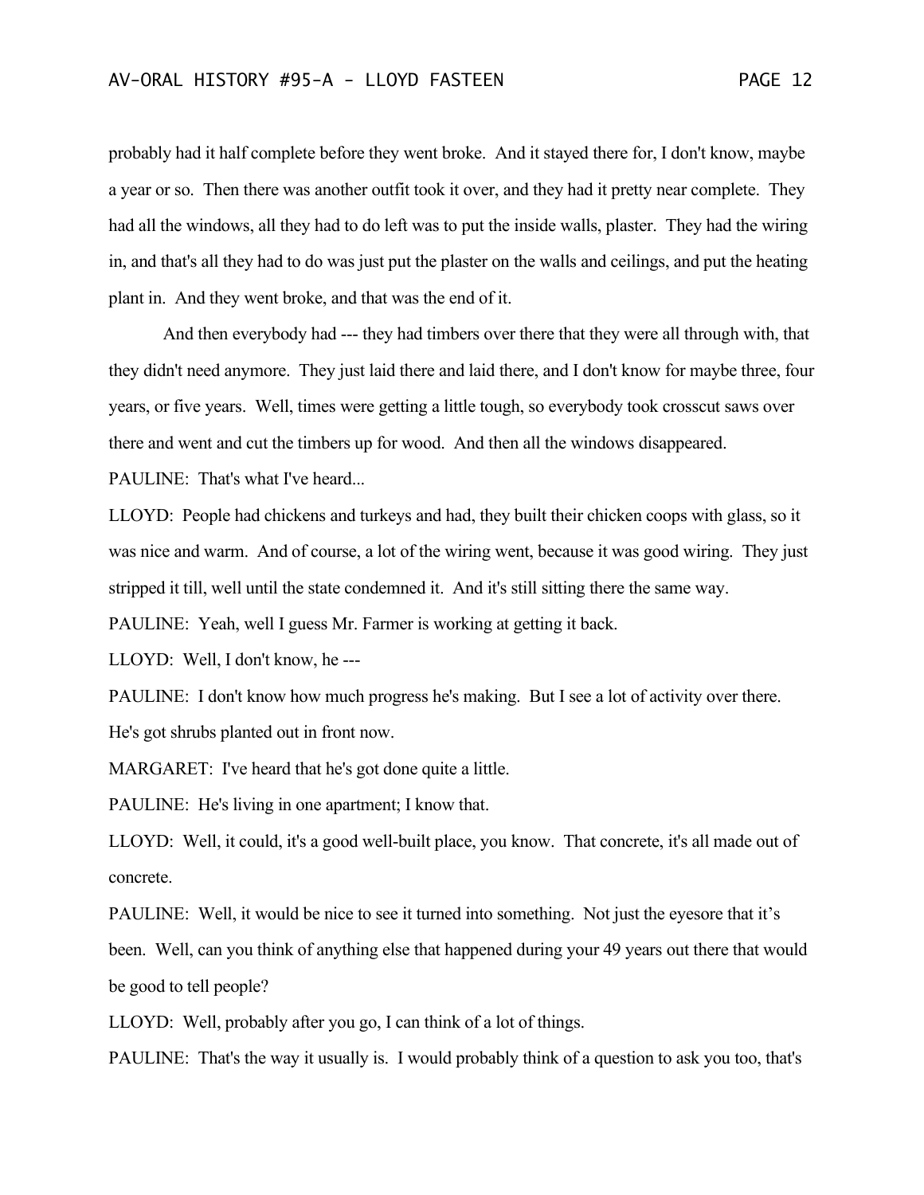probably had it half complete before they went broke. And it stayed there for, I don't know, maybe a year or so. Then there was another outfit took it over, and they had it pretty near complete. They had all the windows, all they had to do left was to put the inside walls, plaster. They had the wiring in, and that's all they had to do was just put the plaster on the walls and ceilings, and put the heating plant in. And they went broke, and that was the end of it.

And then everybody had --- they had timbers over there that they were all through with, that they didn't need anymore. They just laid there and laid there, and I don't know for maybe three, four years, or five years. Well, times were getting a little tough, so everybody took crosscut saws over there and went and cut the timbers up for wood. And then all the windows disappeared.

PAULINE: That's what I've heard...

LLOYD: People had chickens and turkeys and had, they built their chicken coops with glass, so it was nice and warm. And of course, a lot of the wiring went, because it was good wiring. They just stripped it till, well until the state condemned it. And it's still sitting there the same way.

PAULINE: Yeah, well I guess Mr. Farmer is working at getting it back.

LLOYD: Well, I don't know, he ---

PAULINE: I don't know how much progress he's making. But I see a lot of activity over there. He's got shrubs planted out in front now.

MARGARET: I've heard that he's got done quite a little.

PAULINE: He's living in one apartment; I know that.

LLOYD: Well, it could, it's a good well-built place, you know. That concrete, it's all made out of concrete.

PAULINE: Well, it would be nice to see it turned into something. Not just the eyesore that it's been. Well, can you think of anything else that happened during your 49 years out there that would be good to tell people?

LLOYD: Well, probably after you go, I can think of a lot of things.

PAULINE: That's the way it usually is. I would probably think of a question to ask you too, that's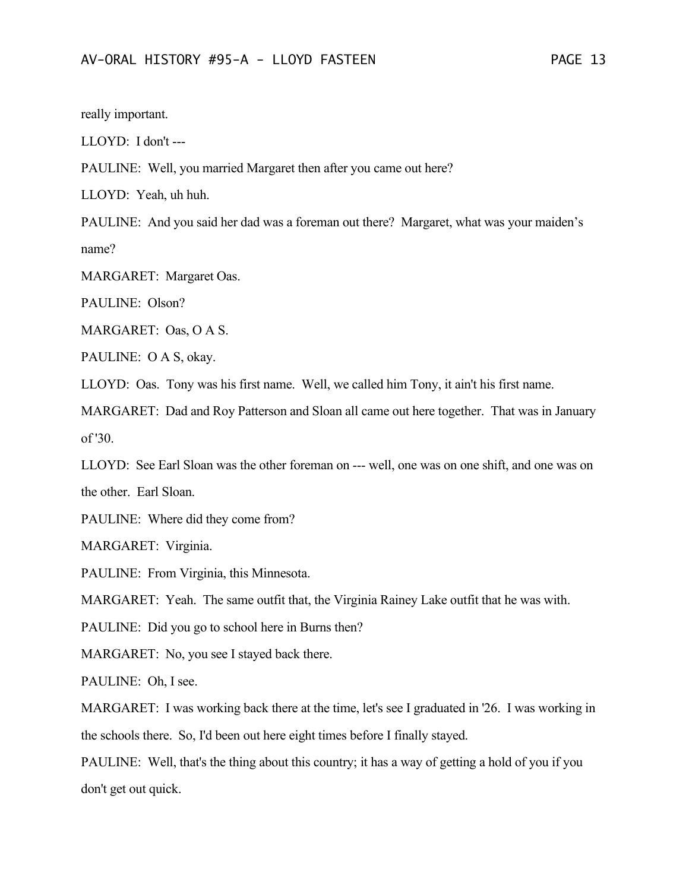really important.

LLOYD: I don't ---

PAULINE: Well, you married Margaret then after you came out here?

LLOYD: Yeah, uh huh.

PAULINE: And you said her dad was a foreman out there? Margaret, what was your maiden's name?

MARGARET: Margaret Oas.

PAULINE: Olson?

MARGARET: Oas, O A S.

PAULINE: O A S, okay.

LLOYD: Oas. Tony was his first name. Well, we called him Tony, it ain't his first name.

MARGARET: Dad and Roy Patterson and Sloan all came out here together. That was in January of '30.

LLOYD: See Earl Sloan was the other foreman on --- well, one was on one shift, and one was on the other. Earl Sloan.

PAULINE: Where did they come from?

MARGARET: Virginia.

PAULINE: From Virginia, this Minnesota.

MARGARET: Yeah. The same outfit that, the Virginia Rainey Lake outfit that he was with.

PAULINE: Did you go to school here in Burns then?

MARGARET: No, you see I stayed back there.

PAULINE: Oh, I see.

MARGARET: I was working back there at the time, let's see I graduated in '26. I was working in the schools there. So, I'd been out here eight times before I finally stayed.

PAULINE: Well, that's the thing about this country; it has a way of getting a hold of you if you don't get out quick.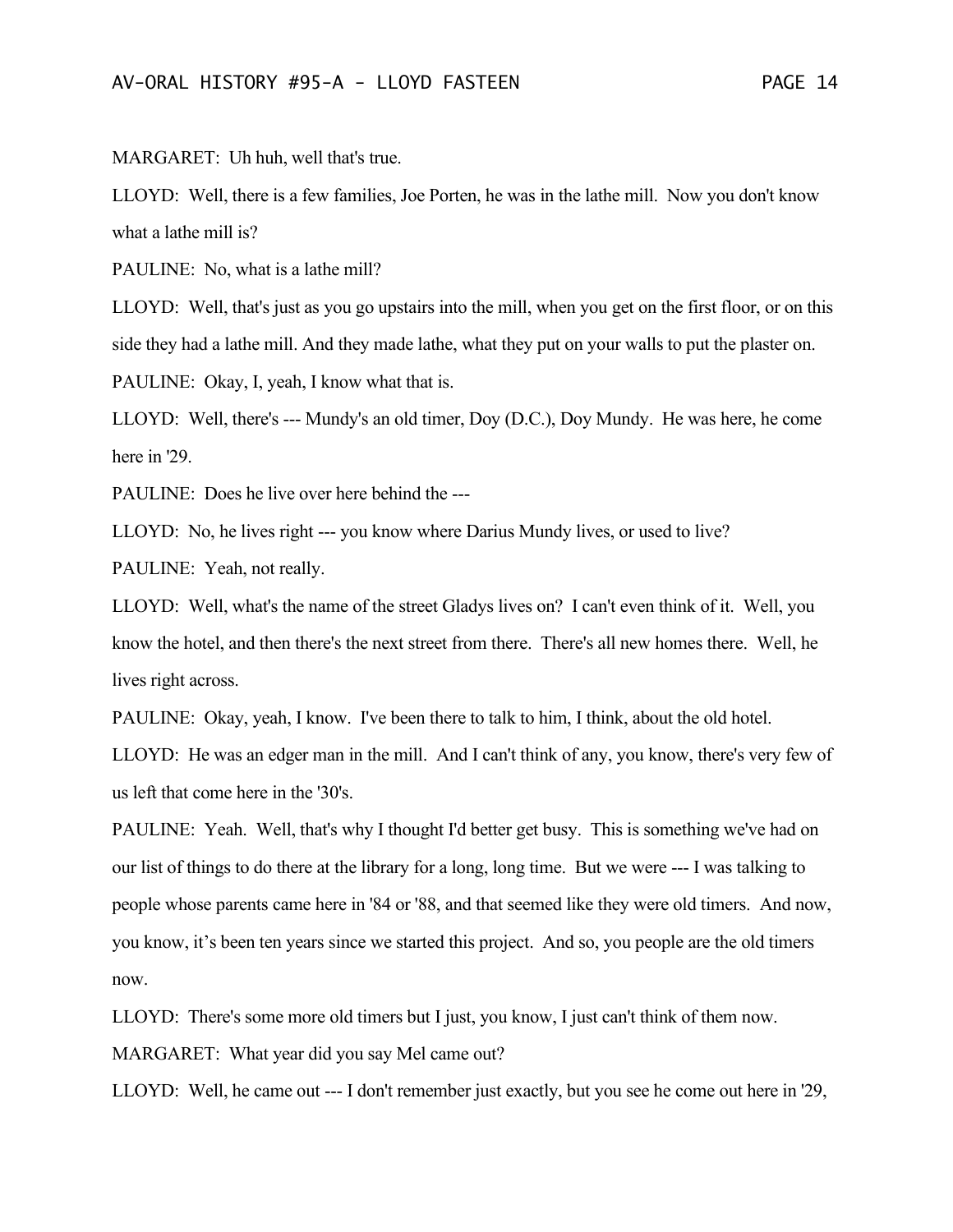MARGARET: Uh huh, well that's true.

LLOYD: Well, there is a few families, Joe Porten, he was in the lathe mill. Now you don't know what a lathe mill is?

PAULINE: No, what is a lathe mill?

LLOYD: Well, that's just as you go upstairs into the mill, when you get on the first floor, or on this side they had a lathe mill. And they made lathe, what they put on your walls to put the plaster on.

PAULINE: Okay, I, yeah, I know what that is.

LLOYD: Well, there's --- Mundy's an old timer, Doy (D.C.), Doy Mundy. He was here, he come here in '29.

PAULINE: Does he live over here behind the ---

LLOYD: No, he lives right --- you know where Darius Mundy lives, or used to live?

PAULINE: Yeah, not really.

LLOYD: Well, what's the name of the street Gladys lives on? I can't even think of it. Well, you know the hotel, and then there's the next street from there. There's all new homes there. Well, he lives right across.

PAULINE: Okay, yeah, I know. I've been there to talk to him, I think, about the old hotel.

LLOYD: He was an edger man in the mill. And I can't think of any, you know, there's very few of us left that come here in the '30's.

PAULINE: Yeah. Well, that's why I thought I'd better get busy. This is something we've had on our list of things to do there at the library for a long, long time. But we were --- I was talking to people whose parents came here in '84 or '88, and that seemed like they were old timers. And now, you know, it's been ten years since we started this project. And so, you people are the old timers now.

LLOYD: There's some more old timers but I just, you know, I just can't think of them now.

MARGARET: What year did you say Mel came out?

LLOYD: Well, he came out --- I don't remember just exactly, but you see he come out here in '29,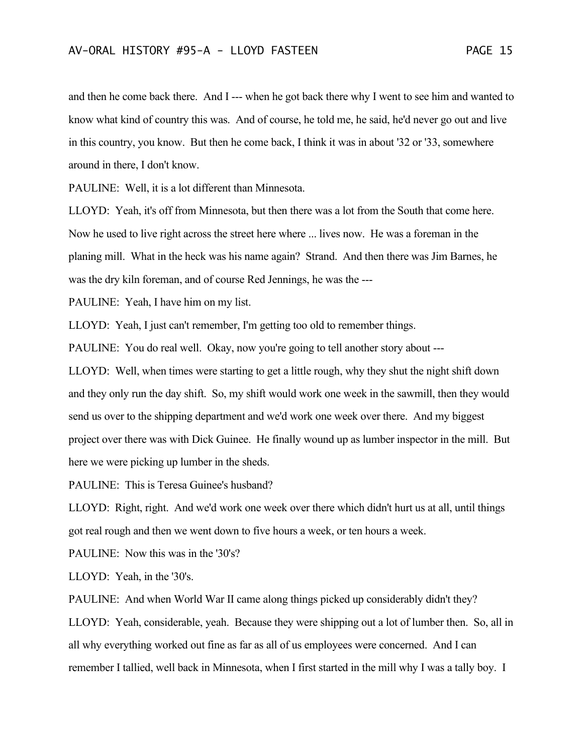and then he come back there. And I --- when he got back there why I went to see him and wanted to know what kind of country this was. And of course, he told me, he said, he'd never go out and live in this country, you know. But then he come back, I think it was in about '32 or '33, somewhere around in there, I don't know.

PAULINE: Well, it is a lot different than Minnesota.

LLOYD: Yeah, it's off from Minnesota, but then there was a lot from the South that come here. Now he used to live right across the street here where ... lives now. He was a foreman in the planing mill. What in the heck was his name again? Strand. And then there was Jim Barnes, he was the dry kiln foreman, and of course Red Jennings, he was the ---

PAULINE: Yeah, I have him on my list.

LLOYD: Yeah, I just can't remember, I'm getting too old to remember things.

PAULINE: You do real well. Okay, now you're going to tell another story about ---

LLOYD: Well, when times were starting to get a little rough, why they shut the night shift down and they only run the day shift. So, my shift would work one week in the sawmill, then they would send us over to the shipping department and we'd work one week over there. And my biggest project over there was with Dick Guinee. He finally wound up as lumber inspector in the mill. But here we were picking up lumber in the sheds.

PAULINE: This is Teresa Guinee's husband?

LLOYD: Right, right. And we'd work one week over there which didn't hurt us at all, until things got real rough and then we went down to five hours a week, or ten hours a week.

PAULINE: Now this was in the '30's?

LLOYD: Yeah, in the '30's.

PAULINE: And when World War II came along things picked up considerably didn't they?

LLOYD: Yeah, considerable, yeah. Because they were shipping out a lot of lumber then. So, all in all why everything worked out fine as far as all of us employees were concerned. And I can remember I tallied, well back in Minnesota, when I first started in the mill why I was a tally boy. I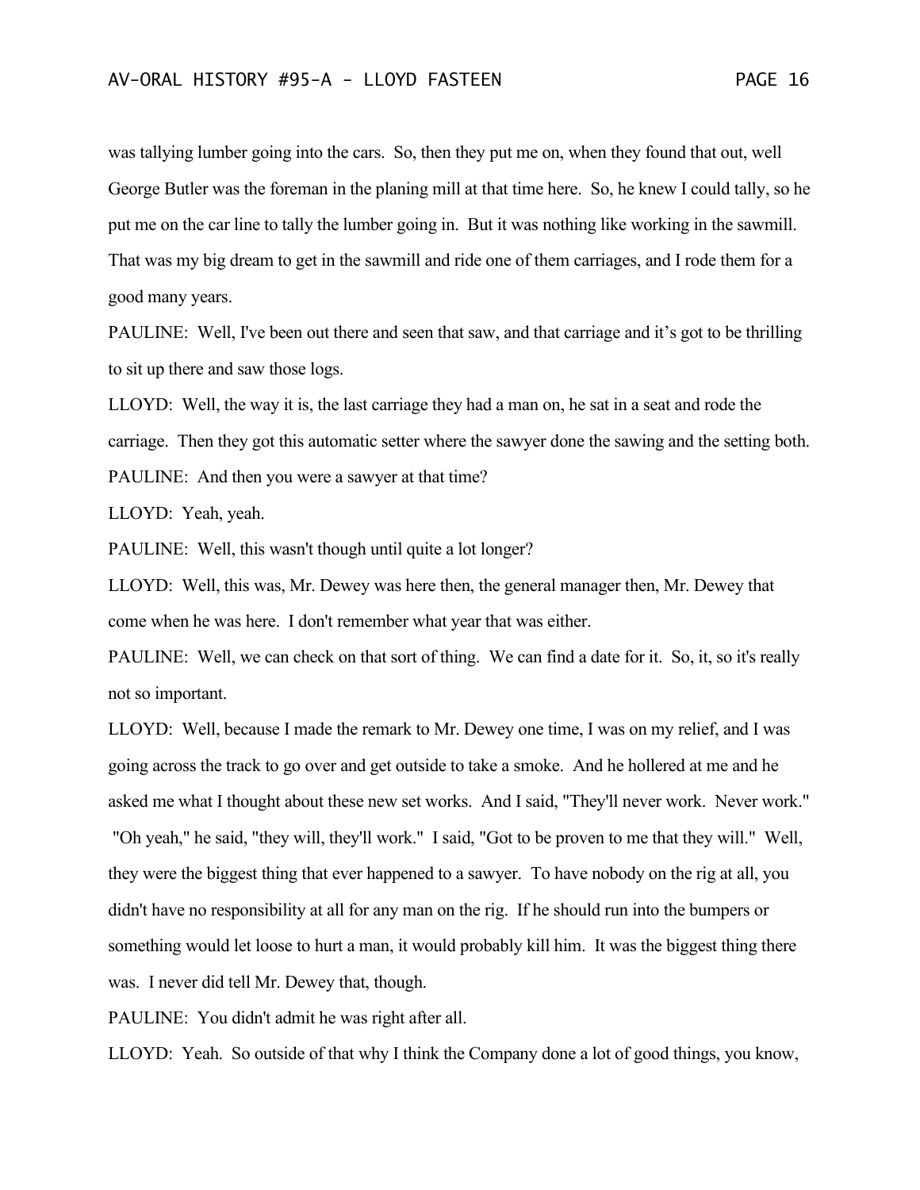was tallying lumber going into the cars. So, then they put me on, when they found that out, well George Butler was the foreman in the planing mill at that time here. So, he knew I could tally, so he put me on the car line to tally the lumber going in. But it was nothing like working in the sawmill. That was my big dream to get in the sawmill and ride one of them carriages, and I rode them for a good many years.

PAULINE: Well, I've been out there and seen that saw, and that carriage and it's got to be thrilling to sit up there and saw those logs.

LLOYD: Well, the way it is, the last carriage they had a man on, he sat in a seat and rode the carriage. Then they got this automatic setter where the sawyer done the sawing and the setting both.

PAULINE: And then you were a sawyer at that time?

LLOYD: Yeah, yeah.

PAULINE: Well, this wasn't though until quite a lot longer?

LLOYD: Well, this was, Mr. Dewey was here then, the general manager then, Mr. Dewey that come when he was here. I don't remember what year that was either.

PAULINE: Well, we can check on that sort of thing. We can find a date for it. So, it, so it's really not so important.

LLOYD: Well, because I made the remark to Mr. Dewey one time, I was on my relief, and I was going across the track to go over and get outside to take a smoke. And he hollered at me and he asked me what I thought about these new set works. And I said, "They'll never work. Never work." "Oh yeah," he said, "they will, they'll work." I said, "Got to be proven to me that they will." Well, they were the biggest thing that ever happened to a sawyer. To have nobody on the rig at all, you didn't have no responsibility at all for any man on the rig. If he should run into the bumpers or something would let loose to hurt a man, it would probably kill him. It was the biggest thing there was. I never did tell Mr. Dewey that, though.

PAULINE: You didn't admit he was right after all.

LLOYD: Yeah. So outside of that why I think the Company done a lot of good things, you know,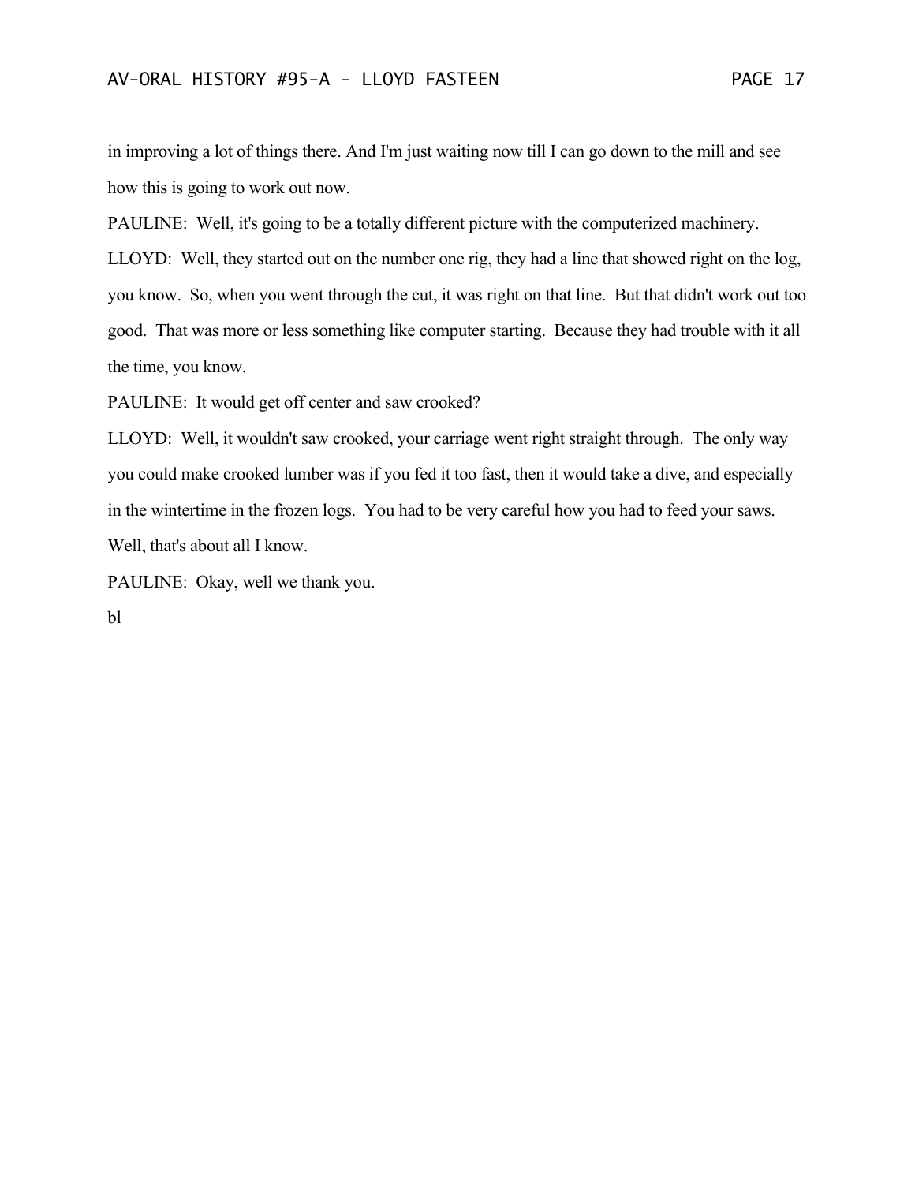in improving a lot of things there. And I'm just waiting now till I can go down to the mill and see how this is going to work out now.

PAULINE: Well, it's going to be a totally different picture with the computerized machinery.

LLOYD: Well, they started out on the number one rig, they had a line that showed right on the log, you know. So, when you went through the cut, it was right on that line. But that didn't work out too good. That was more or less something like computer starting. Because they had trouble with it all the time, you know.

PAULINE: It would get off center and saw crooked?

LLOYD: Well, it wouldn't saw crooked, your carriage went right straight through. The only way you could make crooked lumber was if you fed it too fast, then it would take a dive, and especially in the wintertime in the frozen logs. You had to be very careful how you had to feed your saws. Well, that's about all I know.

PAULINE: Okay, well we thank you.

bl